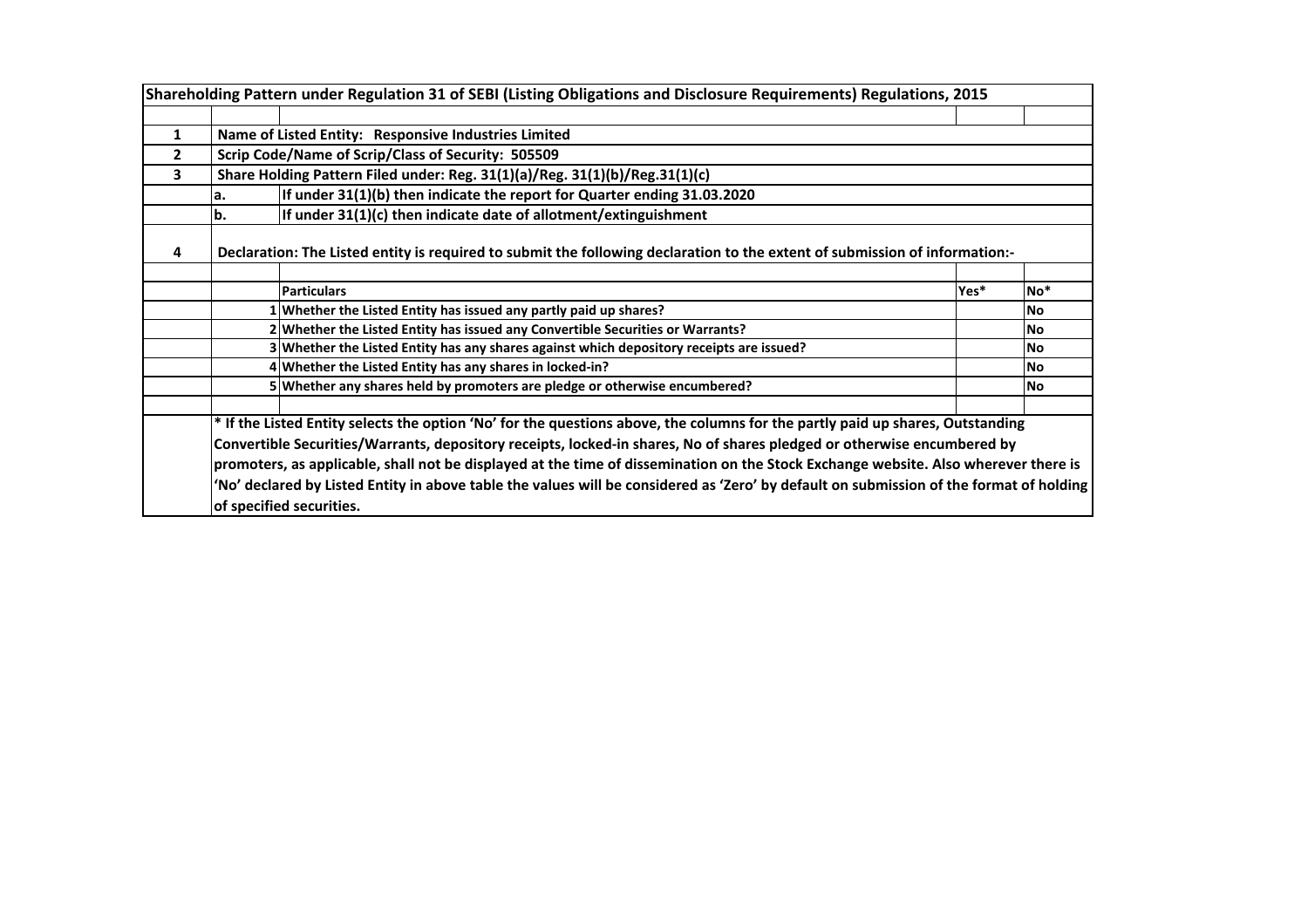# Shareholding Pattern under Regulation 31 of SEBI (Listing Obligations and Disclosure Requirements) Regulations, 2015

| | | | | |
|---|---|---|---|---|
| **1** | **Name of Listed Entity: Responsive Industries Limited** | | | |
| **2** | **Scrip Code/Name of Scrip/Class of Security: 505509** | | | |
| **3** | **Share Holding Pattern Filed under: Reg. 31(1)(a)/Reg. 31(1)(b)/Reg.31(1)(c)** | | | |
| | **a.** | **If under 31(1)(b) then indicate the report for Quarter ending 31.03.2020** | | |
| | **b.** | **If under 31(1)(c) then indicate date of allotment/extinguishment** | | |
| **4** | **Declaration: The Listed entity is required to submit the following declaration to the extent of submission of information:-** | | | |

| | **Particulars** | **Yes*** | **No*** |
|---|---|---|---|
| 1 | **Whether the Listed Entity has issued any partly paid up shares?** | | **No** |
| 2 | **Whether the Listed Entity has issued any Convertible Securities or Warrants?** | | **No** |
| 3 | **Whether the Listed Entity has any shares against which depository receipts are issued?** | | **No** |
| 4 | **Whether the Listed Entity has any shares in locked-in?** | | **No** |
| 5 | **Whether any shares held by promoters are pledge or otherwise encumbered?** | | **No** |

**\* If the Listed Entity selects the option 'No' for the questions above, the columns for the partly paid up shares, Outstanding Convertible Securities/Warrants, depository receipts, locked-in shares, No of shares pledged or otherwise encumbered by promoters, as applicable, shall not be displayed at the time of dissemination on the Stock Exchange website. Also wherever there is 'No' declared by Listed Entity in above table the values will be considered as 'Zero' by default on submission of the format of holding of specified securities.**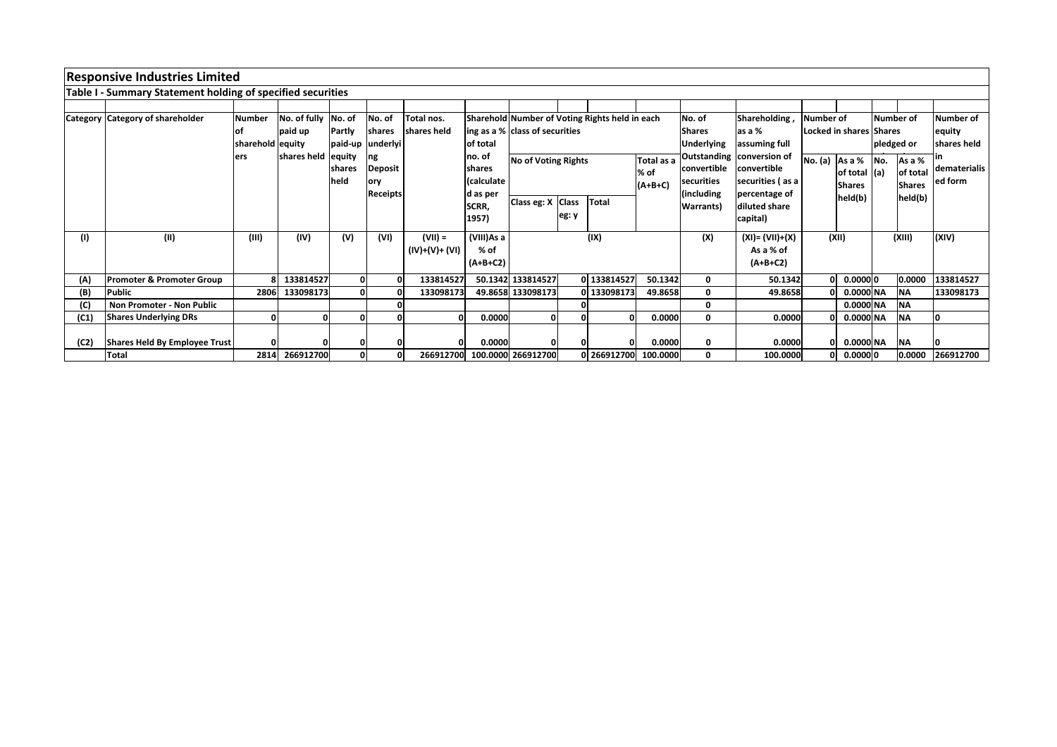## Responsive Industries Limited

### Table I - Summary Statement holding of specified securities

| Category | Category of shareholder | Number of shareholders | No. of fully paid up equity shares held | No. of Partly paid-up equity shares held | No. of shares underlying Depository Receipts | Total nos. shares held | Shareholding as a % of total no. of shares (calculated as per SCRR, 1957) | Number of Voting Rights held in each class of securities | | | | No. of Shares Underlying Outstanding convertible securities (including Warrants) | Shareholding , as a % assuming full conversion of convertible securities ( as a percentage of diluted share capital) | Number of Locked in shares | | Number of Shares pledged or otherwise encumbered | | Number of equity shares held in dematerialised form |
|---|---|---|---|---|---|---|---|---|---|---|---|---|---|---|---|---|---|---|
| | | | | | | | | No of Voting Rights | | | Total as a % of (A+B+C) | | | No. (a) | As a % of total Shares held(b) | No. (a) | As a % of total Shares held(b) | |
| | | | | | | | | Class eg: X | Class eg: y | Total | | | | | | | | |
| (I) | (II) | (III) | (IV) | (V) | (VI) | (VII) = (IV)+(V)+ (VI) | (VIII)As a % of (A+B+C2) | (IX) | | | | (X) | (XI)= (VII)+(X) As a % of (A+B+C2) | (XII) | | (XIII) | | (XIV) |
| (A) | Promoter & Promoter Group | 8 | 133814527 | 0 | 0 | 133814527 | 50.1342 | 133814527 | 0 | 133814527 | 50.1342 | 0 | 50.1342 | 0 | 0.0000 | 0 | 0.0000 | 133814527 |
| (B) | Public | 2806 | 133098173 | 0 | 0 | 133098173 | 49.8658 | 133098173 | 0 | 133098173 | 49.8658 | 0 | 49.8658 | 0 | 0.0000 | NA | NA | 133098173 |
| (C) | Non Promoter - Non Public | | | | 0 | | | | 0 | | | 0 | | | 0.0000 | NA | NA | |
| (C1) | Shares Underlying DRs | 0 | 0 | 0 | 0 | 0 | 0.0000 | 0 | 0 | 0 | 0.0000 | 0 | 0.0000 | 0 | 0.0000 | NA | NA | 0 |
| (C2) | Shares Held By Employee Trust | 0 | 0 | 0 | 0 | 0 | 0.0000 | 0 | 0 | 0 | 0.0000 | 0 | 0.0000 | 0 | 0.0000 | NA | NA | 0 |
| | Total | 2814 | 266912700 | 0 | 0 | 266912700 | 100.0000 | 266912700 | 0 | 266912700 | 100.0000 | 0 | 100.0000 | 0 | 0.0000 | 0 | 0.0000 | 266912700 |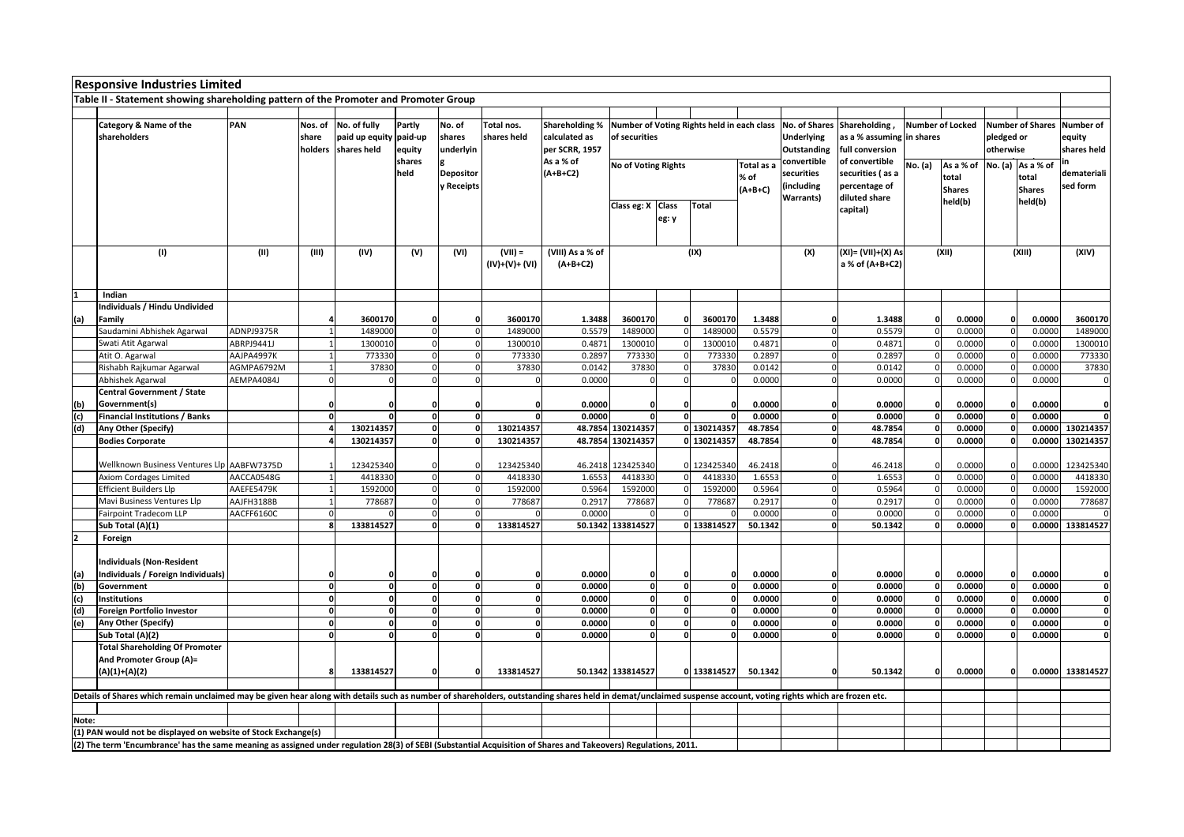# Responsive Industries Limited

## Table II - Statement showing shareholding pattern of the Promoter and Promoter Group

| | Category & Name of the shareholders | PAN | Nos. of share holders | No. of fully paid up equity shares held | Partly paid-up equity shares held | No. of shares underlying Depository Receipts | Total nos. shares held | Shareholding % calculated as per SCRR, 1957 As a % of (A+B+C2) | Number of Voting Rights held in each class of securities | | | | No. of Shares Underlying Outstanding convertible securities (including Warrants) | Shareholding , as a % assuming full conversion of convertible securities ( as a percentage of diluted share capital) | Number of Locked in shares | | Number of Shares pledged or otherwise | | Number of equity shares held in dematerialised form |
|---|---|---|---|---|---|---|---|---|---|---|---|---|---|---|---|---|---|---|---|
| | | | | | | | | | No of Voting Rights | | | Total as a % of (A+B+C) | | | No. (a) | As a % of total Shares held(b) | No. (a) | As a % of total Shares held(b) | |
| | | | | | | | | | Class eg: X | Class eg: y | Total | | | | | | | | |
| | (I) | (II) | (III) | (IV) | (V) | (VI) | (VII) = (IV)+(V)+ (VI) | (VIII) As a % of (A+B+C2) | (IX) | | | | (X) | (XI)= (VII)+(X) As a % of (A+B+C2) | (XII) | | (XIII) | | (XIV) |
| 1 | Indian | | | | | | | | | | | | | | | | | | |
| (a) | Individuals / Hindu Undivided Family | | 4 | 3600170 | 0 | 0 | 3600170 | 1.3488 | 3600170 | 0 | 3600170 | 1.3488 | 0 | 1.3488 | 0 | 0.0000 | 0 | 0.0000 | 3600170 |
| | Saudamini Abhishek Agarwal | ADNPJ9375R | 1 | 1489000 | 0 | 0 | 1489000 | 0.5579 | 1489000 | 0 | 1489000 | 0.5579 | 0 | 0.5579 | 0 | 0.0000 | 0 | 0.0000 | 1489000 |
| | Swati Atit Agarwal | ABRPJ9441J | 1 | 1300010 | 0 | 0 | 1300010 | 0.4871 | 1300010 | 0 | 1300010 | 0.4871 | 0 | 0.4871 | 0 | 0.0000 | 0 | 0.0000 | 1300010 |
| | Atit O. Agarwal | AAJPA4997K | 1 | 773330 | 0 | 0 | 773330 | 0.2897 | 773330 | 0 | 773330 | 0.2897 | 0 | 0.2897 | 0 | 0.0000 | 0 | 0.0000 | 773330 |
| | Rishabh Rajkumar Agarwal | AGMPA6792M | 1 | 37830 | 0 | 0 | 37830 | 0.0142 | 37830 | 0 | 37830 | 0.0142 | 0 | 0.0142 | 0 | 0.0000 | 0 | 0.0000 | 37830 |
| | Abhishek Agarwal | AEMPA4084J | 0 | 0 | 0 | 0 | 0 | 0.0000 | 0 | 0 | 0 | 0.0000 | 0 | 0.0000 | 0 | 0.0000 | 0 | 0.0000 | 0 |
| (b) | Central Government / State Government(s) | | 0 | 0 | 0 | 0 | 0 | 0.0000 | 0 | 0 | 0 | 0.0000 | 0 | 0.0000 | 0 | 0.0000 | 0 | 0.0000 | 0 |
| (c) | Financial Institutions / Banks | | 0 | 0 | 0 | 0 | 0 | 0.0000 | 0 | 0 | 0 | 0.0000 | 0 | 0.0000 | 0 | 0.0000 | 0 | 0.0000 | 0 |
| (d) | Any Other (Specify) | | 4 | 130214357 | 0 | 0 | 130214357 | 48.7854 | 130214357 | 0 | 130214357 | 48.7854 | 0 | 48.7854 | 0 | 0.0000 | 0 | 0.0000 | 130214357 |
| | Bodies Corporate | | 4 | 130214357 | 0 | 0 | 130214357 | 48.7854 | 130214357 | 0 | 130214357 | 48.7854 | 0 | 48.7854 | 0 | 0.0000 | 0 | 0.0000 | 130214357 |
| | Wellknown Business Ventures Llp | AABFW7375D | 1 | 123425340 | 0 | 0 | 123425340 | 46.2418 | 123425340 | 0 | 123425340 | 46.2418 | 0 | 46.2418 | 0 | 0.0000 | 0 | 0.0000 | 123425340 |
| | Axiom Cordages Limited | AACCA0548G | 1 | 4418330 | 0 | 0 | 4418330 | 1.6553 | 4418330 | 0 | 4418330 | 1.6553 | 0 | 1.6553 | 0 | 0.0000 | 0 | 0.0000 | 4418330 |
| | Efficient Builders Llp | AAEFE5479K | 1 | 1592000 | 0 | 0 | 1592000 | 0.5964 | 1592000 | 0 | 1592000 | 0.5964 | 0 | 0.5964 | 0 | 0.0000 | 0 | 0.0000 | 1592000 |
| | Mavi Business Ventures Llp | AAJFH3188B | 1 | 778687 | 0 | 0 | 778687 | 0.2917 | 778687 | 0 | 778687 | 0.2917 | 0 | 0.2917 | 0 | 0.0000 | 0 | 0.0000 | 778687 |
| | Fairpoint Tradecom LLP | AACFF6160C | 0 | 0 | 0 | 0 | 0 | 0.0000 | 0 | 0 | 0 | 0.0000 | 0 | 0.0000 | 0 | 0.0000 | 0 | 0.0000 | 0 |
| | Sub Total (A)(1) | | 8 | 133814527 | 0 | 0 | 133814527 | 50.1342 | 133814527 | 0 | 133814527 | 50.1342 | 0 | 50.1342 | 0 | 0.0000 | 0 | 0.0000 | 133814527 |
| 2 | Foreign | | | | | | | | | | | | | | | | | | |
| (a) | Individuals (Non-Resident Individuals / Foreign Individuals) | | 0 | 0 | 0 | 0 | 0 | 0.0000 | 0 | 0 | 0 | 0.0000 | 0 | 0.0000 | 0 | 0.0000 | 0 | 0.0000 | 0 |
| (b) | Government | | 0 | 0 | 0 | 0 | 0 | 0.0000 | 0 | 0 | 0 | 0.0000 | 0 | 0.0000 | 0 | 0.0000 | 0 | 0.0000 | 0 |
| (c) | Institutions | | 0 | 0 | 0 | 0 | 0 | 0.0000 | 0 | 0 | 0 | 0.0000 | 0 | 0.0000 | 0 | 0.0000 | 0 | 0.0000 | 0 |
| (d) | Foreign Portfolio Investor | | 0 | 0 | 0 | 0 | 0 | 0.0000 | 0 | 0 | 0 | 0.0000 | 0 | 0.0000 | 0 | 0.0000 | 0 | 0.0000 | 0 |
| (e) | Any Other (Specify) | | 0 | 0 | 0 | 0 | 0 | 0.0000 | 0 | 0 | 0 | 0.0000 | 0 | 0.0000 | 0 | 0.0000 | 0 | 0.0000 | 0 |
| | Sub Total (A)(2) | | 0 | 0 | 0 | 0 | 0 | 0.0000 | 0 | 0 | 0 | 0.0000 | 0 | 0.0000 | 0 | 0.0000 | 0 | 0.0000 | 0 |
| | Total Shareholding Of Promoter And Promoter Group (A)= (A)(1)+(A)(2) | | 8 | 133814527 | 0 | 0 | 133814527 | 50.1342 | 133814527 | 0 | 133814527 | 50.1342 | 0 | 50.1342 | 0 | 0.0000 | 0 | 0.0000 | 133814527 |

Details of Shares which remain unclaimed may be given hear along with details such as number of shareholders, outstanding shares held in demat/unclaimed suspense account, voting rights which are frozen etc.

Note:

(1) PAN would not be displayed on website of Stock Exchange(s)

(2) The term 'Encumbrance' has the same meaning as assigned under regulation 28(3) of SEBI (Substantial Acquisition of Shares and Takeovers) Regulations, 2011.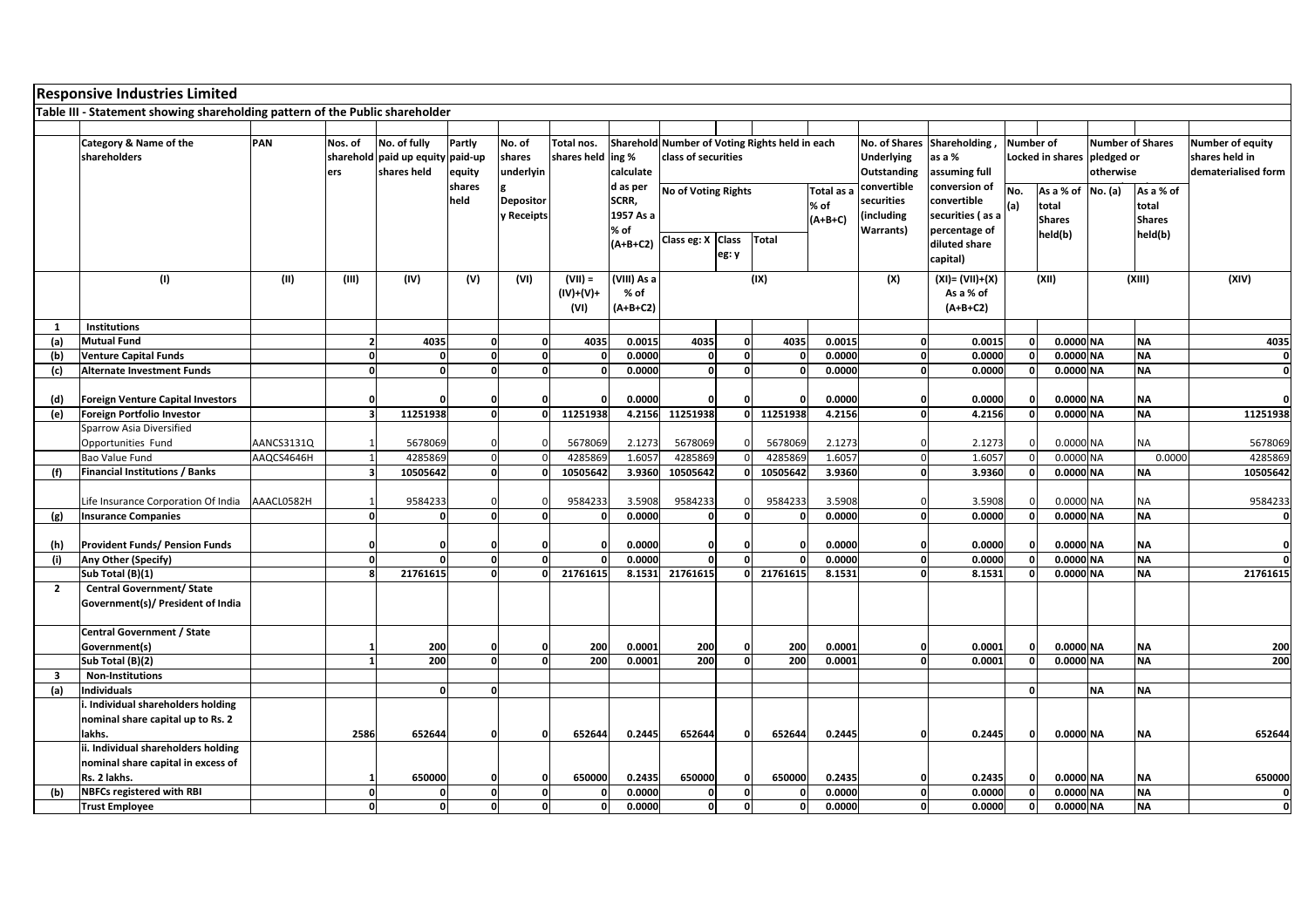# Responsive Industries Limited

## Table III - Statement showing shareholding pattern of the Public shareholder

| | Category & Name of the shareholders | PAN | Nos. of shareholders | No. of fully paid up equity shares held | Partly paid-up equity shares held | No. of shares underlying Depository Receipts | Total nos. shares held | Shareholding % calculated as per SCRR, 1957 As a % of (A+B+C2) | Number of Voting Rights held in each class of securities | | | | No. of Shares Underlying Outstanding convertible securities (including Warrants) | Shareholding , as a % assuming full conversion of convertible securities ( as a percentage of diluted share capital) | Number of Locked in shares | | Number of Shares pledged or otherwise | | Number of equity shares held in dematerialised form |
|---|---|---|---|---|---|---|---|---|---|---|---|---|---|---|---|---|---|---|---|
| | | | | | | | | | No of Voting Rights | | | Total as a % of (A+B+C) | | | No. (a) | As a % of total Shares held(b) | No. (a) | As a % of total Shares held(b) | |
| | | | | | | | | | Class eg: X | Class eg: y | Total | | | | | | | | |
| | (I) | (II) | (III) | (IV) | (V) | (VI) | (VII) = (IV)+(V)+ (VI) | (VIII) As a % of (A+B+C2) | (IX) | | | | (X) | (XI)= (VII)+(X) As a % of (A+B+C2) | (XII) | | (XIII) | | (XIV) |
| **1** | **Institutions** | | | | | | | | | | | | | | | | | | |
| **(a)** | **Mutual Fund** | | **2** | **4035** | **0** | **0** | **4035** | **0.0015** | **4035** | **0** | **4035** | **0.0015** | **0** | **0.0015** | **0** | **0.0000** | **NA** | **NA** | **4035** |
| **(b)** | **Venture Capital Funds** | | **0** | **0** | **0** | **0** | **0** | **0.0000** | **0** | **0** | **0** | **0.0000** | **0** | **0.0000** | **0** | **0.0000** | **NA** | **NA** | **0** |
| **(c)** | **Alternate Investment Funds** | | **0** | **0** | **0** | **0** | **0** | **0.0000** | **0** | **0** | **0** | **0.0000** | **0** | **0.0000** | **0** | **0.0000** | **NA** | **NA** | **0** |
| **(d)** | **Foreign Venture Capital Investors** | | **0** | **0** | **0** | **0** | **0** | **0.0000** | **0** | **0** | **0** | **0.0000** | **0** | **0.0000** | **0** | **0.0000** | **NA** | **NA** | **0** |
| **(e)** | **Foreign Portfolio Investor** | | **3** | **11251938** | **0** | **0** | **11251938** | **4.2156** | **11251938** | **0** | **11251938** | **4.2156** | **0** | **4.2156** | **0** | **0.0000** | **NA** | **NA** | **11251938** |
| | Sparrow Asia Diversified Opportunities Fund | AANCS3131Q | 1 | 5678069 | 0 | 0 | 5678069 | 2.1273 | 5678069 | 0 | 5678069 | 2.1273 | 0 | 2.1273 | 0 | 0.0000 | NA | NA | 5678069 |
| | Bao Value Fund | AAQCS4646H | 1 | 4285869 | 0 | 0 | 4285869 | 1.6057 | 4285869 | 0 | 4285869 | 1.6057 | 0 | 1.6057 | 0 | 0.0000 | NA | 0.0000 | 4285869 |
| **(f)** | **Financial Institutions / Banks** | | **3** | **10505642** | **0** | **0** | **10505642** | **3.9360** | **10505642** | **0** | **10505642** | **3.9360** | **0** | **3.9360** | **0** | **0.0000** | **NA** | **NA** | **10505642** |
| | Life Insurance Corporation Of India | AAACL0582H | 1 | 9584233 | 0 | 0 | 9584233 | 3.5908 | 9584233 | 0 | 9584233 | 3.5908 | 0 | 3.5908 | 0 | 0.0000 | NA | NA | 9584233 |
| **(g)** | **Insurance Companies** | | **0** | **0** | **0** | **0** | **0** | **0.0000** | **0** | **0** | **0** | **0.0000** | **0** | **0.0000** | **0** | **0.0000** | **NA** | **NA** | **0** |
| **(h)** | **Provident Funds/ Pension Funds** | | **0** | **0** | **0** | **0** | **0** | **0.0000** | **0** | **0** | **0** | **0.0000** | **0** | **0.0000** | **0** | **0.0000** | **NA** | **NA** | **0** |
| **(i)** | **Any Other (Specify)** | | **0** | **0** | **0** | **0** | **0** | **0.0000** | **0** | **0** | **0** | **0.0000** | **0** | **0.0000** | **0** | **0.0000** | **NA** | **NA** | **0** |
| | **Sub Total (B)(1)** | | **8** | **21761615** | **0** | **0** | **21761615** | **8.1531** | **21761615** | **0** | **21761615** | **8.1531** | **0** | **8.1531** | **0** | **0.0000** | **NA** | **NA** | **21761615** |
| **2** | **Central Government/ State Government(s)/ President of India** | | | | | | | | | | | | | | | | | | |
| | **Central Government / State Government(s)** | | **1** | **200** | **0** | **0** | **200** | **0.0001** | **200** | **0** | **200** | **0.0001** | **0** | **0.0001** | **0** | **0.0000** | **NA** | **NA** | **200** |
| | **Sub Total (B)(2)** | | **1** | **200** | **0** | **0** | **200** | **0.0001** | **200** | **0** | **200** | **0.0001** | **0** | **0.0001** | **0** | **0.0000** | **NA** | **NA** | **200** |
| **3** | **Non-Institutions** | | | | | | | | | | | | | | | | | | |
| **(a)** | **Individuals** | | | **0** | **0** | | | | | | | | | | **0** | | **NA** | **NA** | |
| | **i. Individual shareholders holding nominal share capital up to Rs. 2 lakhs.** | | **2586** | **652644** | **0** | **0** | **652644** | **0.2445** | **652644** | **0** | **652644** | **0.2445** | **0** | **0.2445** | **0** | **0.0000** | **NA** | **NA** | **652644** |
| | **ii. Individual shareholders holding nominal share capital in excess of Rs. 2 lakhs.** | | **1** | **650000** | **0** | **0** | **650000** | **0.2435** | **650000** | **0** | **650000** | **0.2435** | **0** | **0.2435** | **0** | **0.0000** | **NA** | **NA** | **650000** |
| **(b)** | **NBFCs registered with RBI** | | **0** | **0** | **0** | **0** | **0** | **0.0000** | **0** | **0** | **0** | **0.0000** | **0** | **0.0000** | **0** | **0.0000** | **NA** | **NA** | **0** |
| | **Trust Employee** | | **0** | **0** | **0** | **0** | **0** | **0.0000** | **0** | **0** | **0** | **0.0000** | **0** | **0.0000** | **0** | **0.0000** | **NA** | **NA** | **0** |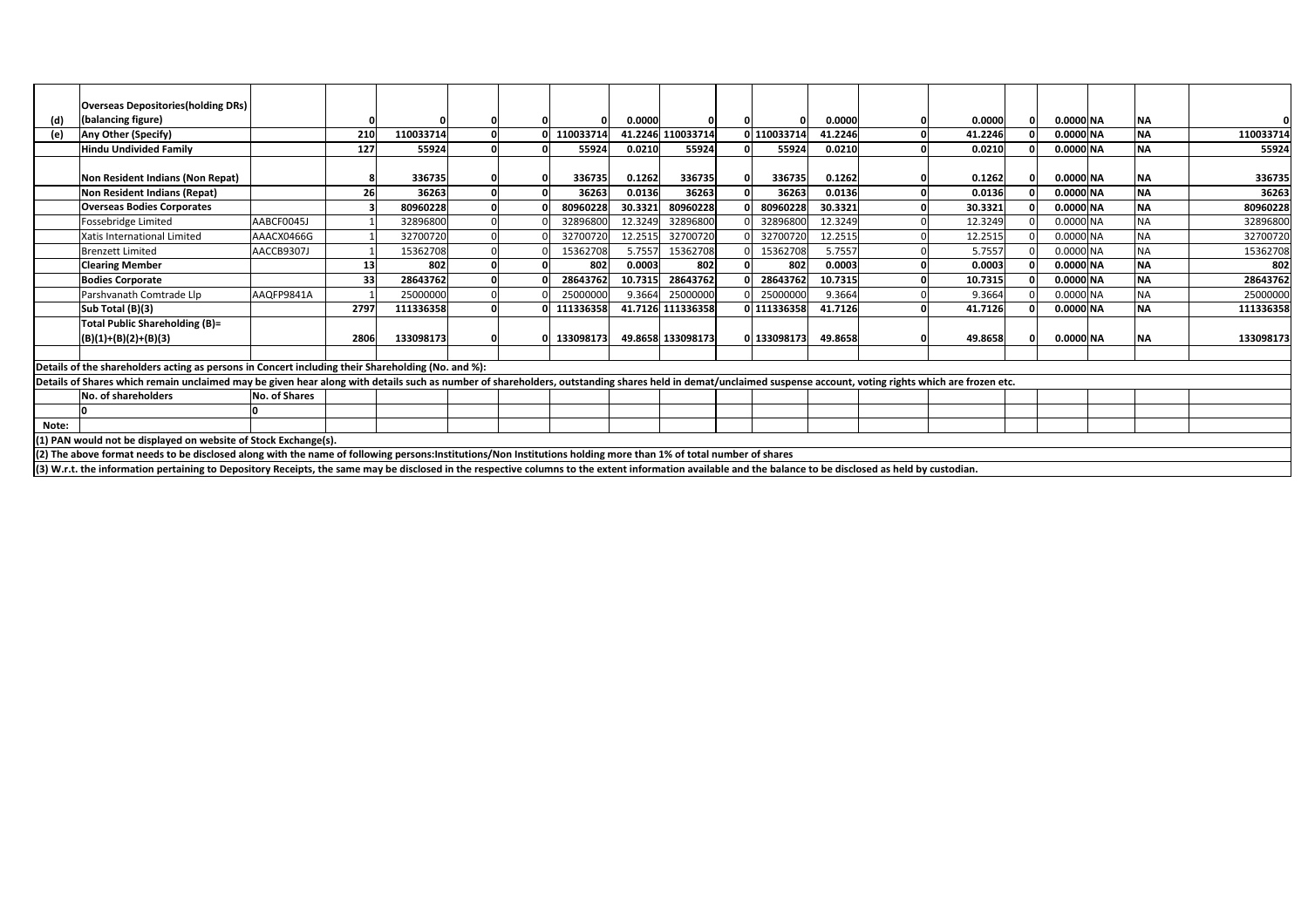| (d) | Overseas Depositories(holding DRs) (balancing figure) | | 0 | 0 | 0 | 0 | 0 | 0.0000 | 0 | 0 | 0 | 0.0000 | 0 | 0.0000 | 0 | 0.0000 | NA | NA | 0 |
|---|---|---|---|---|---|---|---|---|---|---|---|---|---|---|---|---|---|---|---|
| **(e)** | **Any Other (Specify)** | | **210** | **110033714** | **0** | **0** | **110033714** | **41.2246** | **110033714** | **0** | **110033714** | **41.2246** | **0** | **41.2246** | **0** | **0.0000** | **NA** | **NA** | **110033714** |
| | **Hindu Undivided Family** | | **127** | **55924** | **0** | **0** | **55924** | **0.0210** | **55924** | **0** | **55924** | **0.0210** | **0** | **0.0210** | **0** | **0.0000** | **NA** | **NA** | **55924** |
| | **Non Resident Indians (Non Repat)** | | **8** | **336735** | **0** | **0** | **336735** | **0.1262** | **336735** | **0** | **336735** | **0.1262** | **0** | **0.1262** | **0** | **0.0000** | **NA** | **NA** | **336735** |
| | **Non Resident Indians (Repat)** | | **26** | **36263** | **0** | **0** | **36263** | **0.0136** | **36263** | **0** | **36263** | **0.0136** | **0** | **0.0136** | **0** | **0.0000** | **NA** | **NA** | **36263** |
| | **Overseas Bodies Corporates** | | **3** | **80960228** | **0** | **0** | **80960228** | **30.3321** | **80960228** | **0** | **80960228** | **30.3321** | **0** | **30.3321** | **0** | **0.0000** | **NA** | **NA** | **80960228** |
| | Fossebridge Limited | AABCF0045J | 1 | 32896800 | 0 | 0 | 32896800 | 12.3249 | 32896800 | 0 | 32896800 | 12.3249 | 0 | 12.3249 | 0 | 0.0000 | NA | NA | 32896800 |
| | Xatis International Limited | AAACX0466G | 1 | 32700720 | 0 | 0 | 32700720 | 12.2515 | 32700720 | 0 | 32700720 | 12.2515 | 0 | 12.2515 | 0 | 0.0000 | NA | NA | 32700720 |
| | Brenzett Limited | AACCB9307J | 1 | 15362708 | 0 | 0 | 15362708 | 5.7557 | 15362708 | 0 | 15362708 | 5.7557 | 0 | 5.7557 | 0 | 0.0000 | NA | NA | 15362708 |
| | **Clearing Member** | | **13** | **802** | **0** | **0** | **802** | **0.0003** | **802** | **0** | **802** | **0.0003** | **0** | **0.0003** | **0** | **0.0000** | **NA** | **NA** | **802** |
| | **Bodies Corporate** | | **33** | **28643762** | **0** | **0** | **28643762** | **10.7315** | **28643762** | **0** | **28643762** | **10.7315** | **0** | **10.7315** | **0** | **0.0000** | **NA** | **NA** | **28643762** |
| | Parshvanath Comtrade Llp | AAQFP9841A | 1 | 25000000 | 0 | 0 | 25000000 | 9.3664 | 25000000 | 0 | 25000000 | 9.3664 | 0 | 9.3664 | 0 | 0.0000 | NA | NA | 25000000 |
| | **Sub Total (B)(3)** | | **2797** | **111336358** | **0** | **0** | **111336358** | **41.7126** | **111336358** | **0** | **111336358** | **41.7126** | **0** | **41.7126** | **0** | **0.0000** | **NA** | **NA** | **111336358** |
| | **Total Public Shareholding (B)= (B)(1)+(B)(2)+(B)(3)** | | **2806** | **133098173** | **0** | **0** | **133098173** | **49.8658** | **133098173** | **0** | **133098173** | **49.8658** | **0** | **49.8658** | **0** | **0.0000** | **NA** | **NA** | **133098173** |

**Details of the shareholders acting as persons in Concert including their Shareholding (No. and %):**

**Details of Shares which remain unclaimed may be given hear along with details such as number of shareholders, outstanding shares held in demat/unclaimed suspense account, voting rights which are frozen etc.**

| No. of shareholders | No. of Shares |
|---|---|
| 0 | 0 |

**Note:**

**(1) PAN would not be displayed on website of Stock Exchange(s).**

**(2) The above format needs to be disclosed along with the name of following persons:Institutions/Non Institutions holding more than 1% of total number of shares**

**(3) W.r.t. the information pertaining to Depository Receipts, the same may be disclosed in the respective columns to the extent information available and the balance to be disclosed as held by custodian.**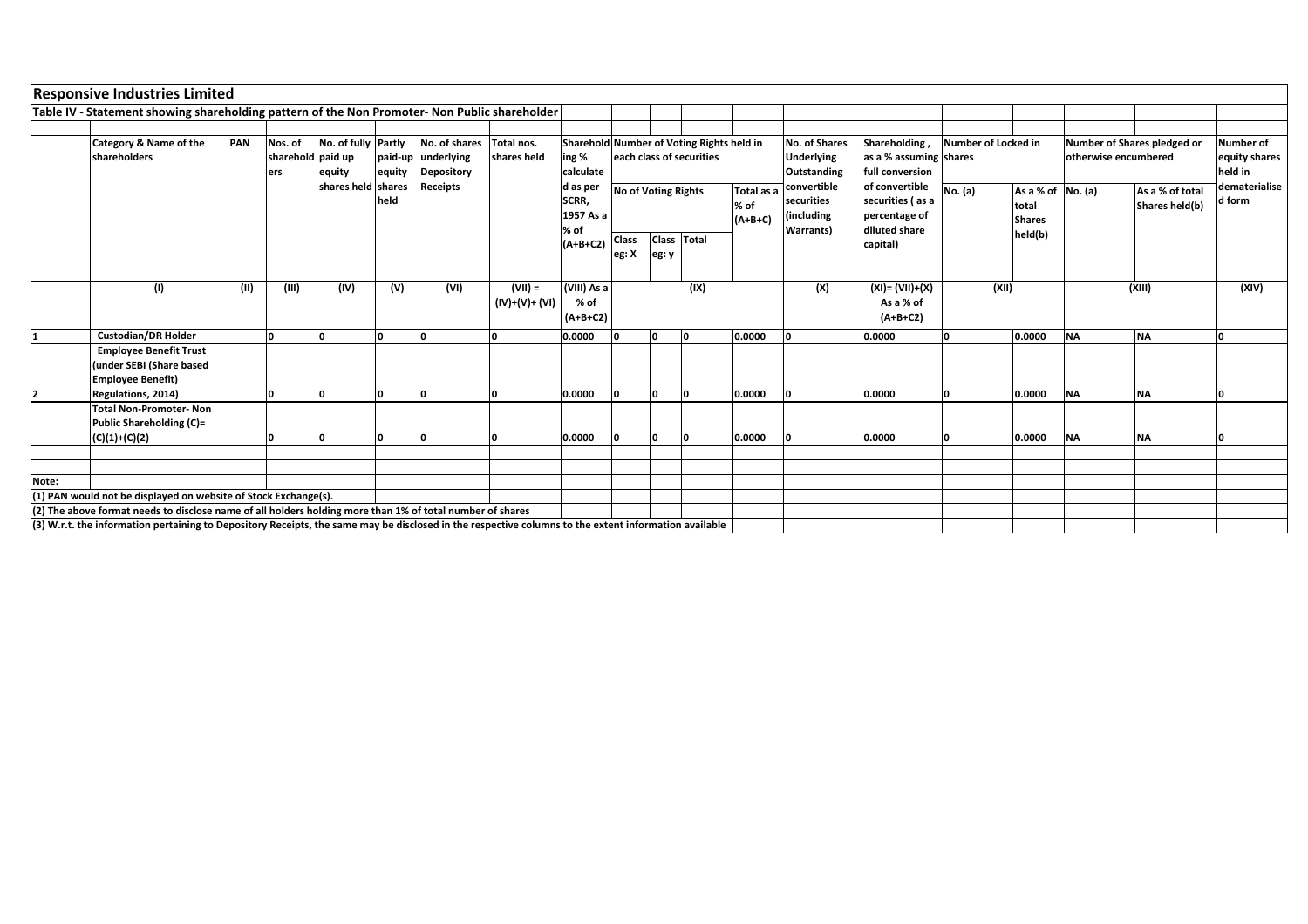# Responsive Industries Limited

## Table IV - Statement showing shareholding pattern of the Non Promoter- Non Public shareholder

| | Category & Name of the shareholders | PAN | Nos. of shareholders | No. of fully paid up equity shares held | Partly paid-up equity shares held | No. of shares underlying Depository Receipts | Total nos. shares held | Shareholding % calculated as per SCRR, 1957 As a % of (A+B+C2) | Number of Voting Rights held in each class of securities | | | | No. of Shares Underlying Outstanding convertible securities (including Warrants) | Shareholding , as a % assuming full conversion of convertible securities ( as a percentage of diluted share capital) | Number of Locked in shares | | Number of Shares pledged or otherwise encumbered | | Number of equity shares held in dematerialised form |
|---|---|---|---|---|---|---|---|---|---|---|---|---|---|---|---|---|---|---|---|
| | | | | | | | | | No of Voting Rights | | | Total as a % of (A+B+C) | | | No. (a) | As a % of total Shares held(b) | No. (a) | As a % of total Shares held(b) | |
| | | | | | | | | | Class eg: X | Class eg: y | Total | | | | | | | | |
| | (I) | (II) | (III) | (IV) | (V) | (VI) | (VII) = (IV)+(V)+ (VI) | (VIII) As a % of (A+B+C2) | (IX) | | | | (X) | (XI)= (VII)+(X) As a % of (A+B+C2) | (XII) | | (XIII) | | (XIV) |
| 1 | Custodian/DR Holder | | 0 | 0 | 0 | 0 | 0 | 0.0000 | 0 | 0 | 0 | 0.0000 | 0 | 0.0000 | 0 | 0.0000 | NA | NA | 0 |
| 2 | Employee Benefit Trust (under SEBI (Share based Employee Benefit) Regulations, 2014) | | 0 | 0 | 0 | 0 | 0 | 0.0000 | 0 | 0 | 0 | 0.0000 | 0 | 0.0000 | 0 | 0.0000 | NA | NA | 0 |
| | Total Non-Promoter- Non Public Shareholding (C)= (C)(1)+(C)(2) | | 0 | 0 | 0 | 0 | 0 | 0.0000 | 0 | 0 | 0 | 0.0000 | 0 | 0.0000 | 0 | 0.0000 | NA | NA | 0 |

**Note:**

**(1) PAN would not be displayed on website of Stock Exchange(s).**

**(2) The above format needs to disclose name of all holders holding more than 1% of total number of shares**

**(3) W.r.t. the information pertaining to Depository Receipts, the same may be disclosed in the respective columns to the extent information available**